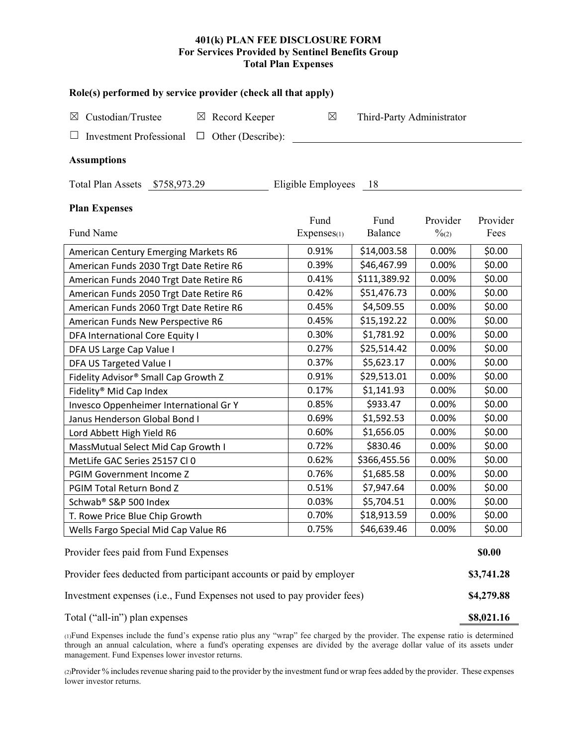**401(k) PLAN FEE DISCLOSURE FORM**
**For Services Provided by Sentinel Benefits Group**
**Total Plan Expenses**

**Role(s) performed by service provider (check all that apply)**

☒ Custodian/Trustee ☒ Record Keeper ☒ Third-Party Administrator

☐ Investment Professional ☐ Other (Describe): 

**Assumptions**

Total Plan Assets $758,973.29 Eligible Employees 18

**Plan Expenses**

| Fund Name | Fund Expenses(1) | Fund Balance | Provider %(2) | Provider Fees |
|---|---|---|---|---|
| American Century Emerging Markets R6 | 0.91% | $14,003.58 | 0.00% | $0.00 |
| American Funds 2030 Trgt Date Retire R6 | 0.39% | $46,467.99 | 0.00% | $0.00 |
| American Funds 2040 Trgt Date Retire R6 | 0.41% | $111,389.92 | 0.00% | $0.00 |
| American Funds 2050 Trgt Date Retire R6 | 0.42% | $51,476.73 | 0.00% | $0.00 |
| American Funds 2060 Trgt Date Retire R6 | 0.45% | $4,509.55 | 0.00% | $0.00 |
| American Funds New Perspective R6 | 0.45% | $15,192.22 | 0.00% | $0.00 |
| DFA International Core Equity I | 0.30% | $1,781.92 | 0.00% | $0.00 |
| DFA US Large Cap Value I | 0.27% | $25,514.42 | 0.00% | $0.00 |
| DFA US Targeted Value I | 0.37% | $5,623.17 | 0.00% | $0.00 |
| Fidelity Advisor® Small Cap Growth Z | 0.91% | $29,513.01 | 0.00% | $0.00 |
| Fidelity® Mid Cap Index | 0.17% | $1,141.93 | 0.00% | $0.00 |
| Invesco Oppenheimer International Gr Y | 0.85% | $933.47 | 0.00% | $0.00 |
| Janus Henderson Global Bond I | 0.69% | $1,592.53 | 0.00% | $0.00 |
| Lord Abbett High Yield R6 | 0.60% | $1,656.05 | 0.00% | $0.00 |
| MassMutual Select Mid Cap Growth I | 0.72% | $830.46 | 0.00% | $0.00 |
| MetLife GAC Series 25157 Cl 0 | 0.62% | $366,455.56 | 0.00% | $0.00 |
| PGIM Government Income Z | 0.76% | $1,685.58 | 0.00% | $0.00 |
| PGIM Total Return Bond Z | 0.51% | $7,947.64 | 0.00% | $0.00 |
| Schwab® S&P 500 Index | 0.03% | $5,704.51 | 0.00% | $0.00 |
| T. Rowe Price Blue Chip Growth | 0.70% | $18,913.59 | 0.00% | $0.00 |
| Wells Fargo Special Mid Cap Value R6 | 0.75% | $46,639.46 | 0.00% | $0.00 |

| | |
|---|---|
| Provider fees paid from Fund Expenses | **$0.00** |
| Provider fees deducted from participant accounts or paid by employer | **$3,741.28** |
| Investment expenses (i.e., Fund Expenses not used to pay provider fees) | **$4,279.88** |
| Total ("all-in") plan expenses | **$8,021.16** |

(1)Fund Expenses include the fund's expense ratio plus any "wrap" fee charged by the provider. The expense ratio is determined through an annual calculation, where a fund's operating expenses are divided by the average dollar value of its assets under management. Fund Expenses lower investor returns.

(2)Provider % includes revenue sharing paid to the provider by the investment fund or wrap fees added by the provider. These expenses lower investor returns.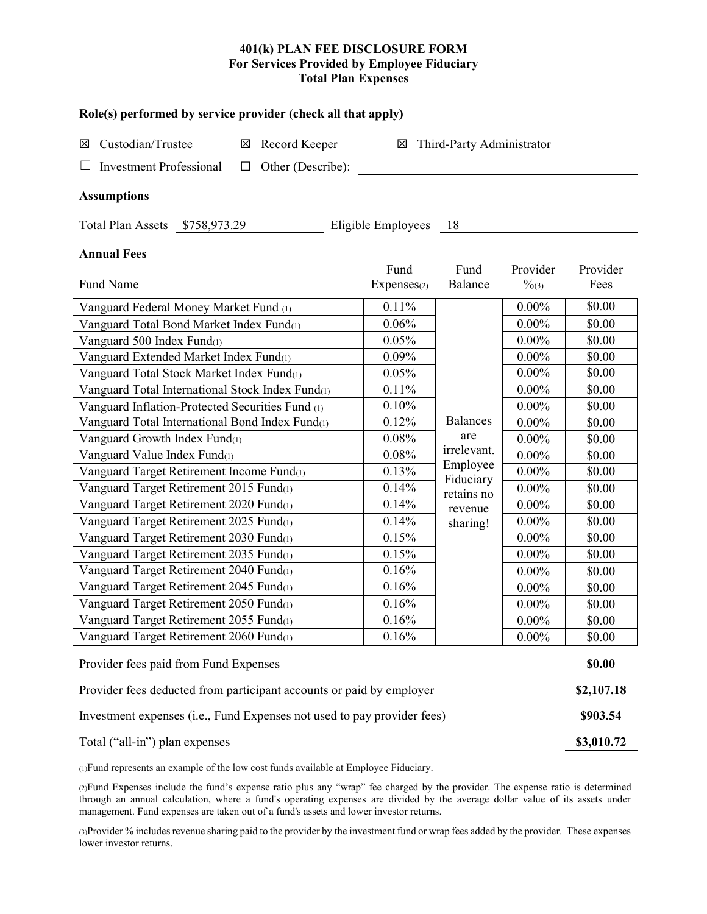**401(k) PLAN FEE DISCLOSURE FORM**
**For Services Provided by Employee Fiduciary**
**Total Plan Expenses**

**Role(s) performed by service provider (check all that apply)**

☒ Custodian/Trustee ☒ Record Keeper ☒ Third-Party Administrator

☐ Investment Professional ☐ Other (Describe): ____________

**Assumptions**

Total Plan Assets $758,973.29 Eligible Employees 18

**Annual Fees**

| Fund Name | Fund Expenses(2) | Fund Balance | Provider %(3) | Provider Fees |
|---|---|---|---|---|
| Vanguard Federal Money Market Fund (1) | 0.11% | Balances are irrelevant. Employee Fiduciary retains no revenue sharing! | 0.00% | $0.00 |
| Vanguard Total Bond Market Index Fund(1) | 0.06% | | 0.00% | $0.00 |
| Vanguard 500 Index Fund(1) | 0.05% | | 0.00% | $0.00 |
| Vanguard Extended Market Index Fund(1) | 0.09% | | 0.00% | $0.00 |
| Vanguard Total Stock Market Index Fund(1) | 0.05% | | 0.00% | $0.00 |
| Vanguard Total International Stock Index Fund(1) | 0.11% | | 0.00% | $0.00 |
| Vanguard Inflation-Protected Securities Fund (1) | 0.10% | | 0.00% | $0.00 |
| Vanguard Total International Bond Index Fund(1) | 0.12% | | 0.00% | $0.00 |
| Vanguard Growth Index Fund(1) | 0.08% | | 0.00% | $0.00 |
| Vanguard Value Index Fund(1) | 0.08% | | 0.00% | $0.00 |
| Vanguard Target Retirement Income Fund(1) | 0.13% | | 0.00% | $0.00 |
| Vanguard Target Retirement 2015 Fund(1) | 0.14% | | 0.00% | $0.00 |
| Vanguard Target Retirement 2020 Fund(1) | 0.14% | | 0.00% | $0.00 |
| Vanguard Target Retirement 2025 Fund(1) | 0.14% | | 0.00% | $0.00 |
| Vanguard Target Retirement 2030 Fund(1) | 0.15% | | 0.00% | $0.00 |
| Vanguard Target Retirement 2035 Fund(1) | 0.15% | | 0.00% | $0.00 |
| Vanguard Target Retirement 2040 Fund(1) | 0.16% | | 0.00% | $0.00 |
| Vanguard Target Retirement 2045 Fund(1) | 0.16% | | 0.00% | $0.00 |
| Vanguard Target Retirement 2050 Fund(1) | 0.16% | | 0.00% | $0.00 |
| Vanguard Target Retirement 2055 Fund(1) | 0.16% | | 0.00% | $0.00 |
| Vanguard Target Retirement 2060 Fund(1) | 0.16% | | 0.00% | $0.00 |

| | |
|---|---|
| Provider fees paid from Fund Expenses | **$0.00** |
| Provider fees deducted from participant accounts or paid by employer | **$2,107.18** |
| Investment expenses (i.e., Fund Expenses not used to pay provider fees) | **$903.54** |
| Total ("all-in") plan expenses | **$3,010.72** |

(1)Fund represents an example of the low cost funds available at Employee Fiduciary.

(2)Fund Expenses include the fund's expense ratio plus any "wrap" fee charged by the provider. The expense ratio is determined through an annual calculation, where a fund's operating expenses are divided by the average dollar value of its assets under management. Fund expenses are taken out of a fund's assets and lower investor returns.

(3)Provider % includes revenue sharing paid to the provider by the investment fund or wrap fees added by the provider. These expenses lower investor returns.